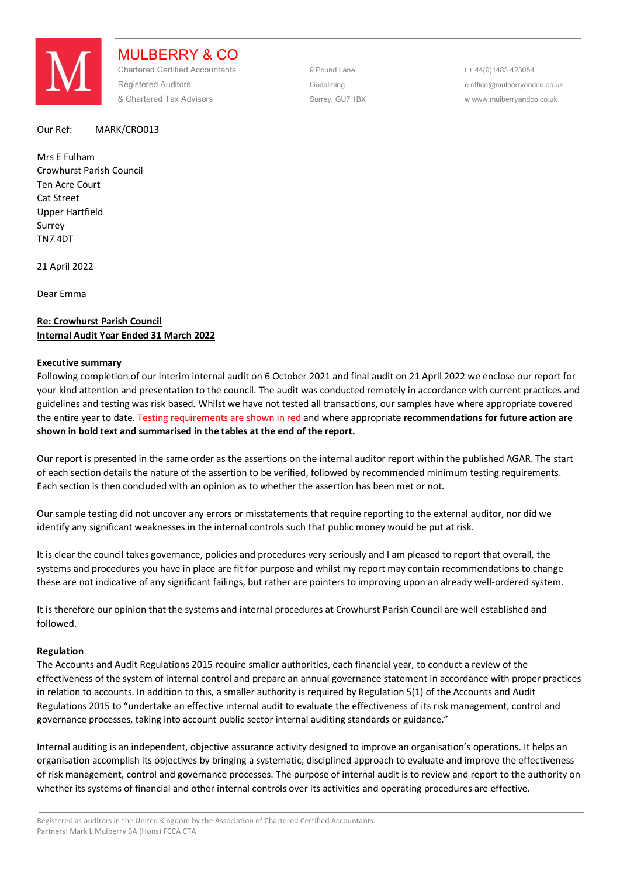# MULBERRY & CO

Chartered Certified Accountants
Registered Auditors
& Chartered Tax Advisors

9 Pound Lane
Godalming
Surrey, GU7 1BX

t + 44(0)1483 423054
e office@mulberryandco.co.uk
w www.mulberryandco.co.uk

Our Ref: MARK/CRO013

Mrs E Fulham
Crowhurst Parish Council
Ten Acre Court
Cat Street
Upper Hartfield
Surrey
TN7 4DT

21 April 2022

Dear Emma

**Re: Crowhurst Parish Council**
**Internal Audit Year Ended 31 March 2022**

**Executive summary**

Following completion of our interim internal audit on 6 October 2021 and final audit on 21 April 2022 we enclose our report for your kind attention and presentation to the council. The audit was conducted remotely in accordance with current practices and guidelines and testing was risk based. Whilst we have not tested all transactions, our samples have where appropriate covered the entire year to date. Testing requirements are shown in red and where appropriate **recommendations for future action are shown in bold text and summarised in the tables at the end of the report.**

Our report is presented in the same order as the assertions on the internal auditor report within the published AGAR. The start of each section details the nature of the assertion to be verified, followed by recommended minimum testing requirements. Each section is then concluded with an opinion as to whether the assertion has been met or not.

Our sample testing did not uncover any errors or misstatements that require reporting to the external auditor, nor did we identify any significant weaknesses in the internal controls such that public money would be put at risk.

It is clear the council takes governance, policies and procedures very seriously and I am pleased to report that overall, the systems and procedures you have in place are fit for purpose and whilst my report may contain recommendations to change these are not indicative of any significant failings, but rather are pointers to improving upon an already well-ordered system.

It is therefore our opinion that the systems and internal procedures at Crowhurst Parish Council are well established and followed.

**Regulation**

The Accounts and Audit Regulations 2015 require smaller authorities, each financial year, to conduct a review of the effectiveness of the system of internal control and prepare an annual governance statement in accordance with proper practices in relation to accounts. In addition to this, a smaller authority is required by Regulation 5(1) of the Accounts and Audit Regulations 2015 to "undertake an effective internal audit to evaluate the effectiveness of its risk management, control and governance processes, taking into account public sector internal auditing standards or guidance."

Internal auditing is an independent, objective assurance activity designed to improve an organisation's operations. It helps an organisation accomplish its objectives by bringing a systematic, disciplined approach to evaluate and improve the effectiveness of risk management, control and governance processes. The purpose of internal audit is to review and report to the authority on whether its systems of financial and other internal controls over its activities and operating procedures are effective.

Registered as auditors in the United Kingdom by the Association of Chartered Certified Accountants.
Partners: Mark L Mulberry BA (Hons) FCCA CTA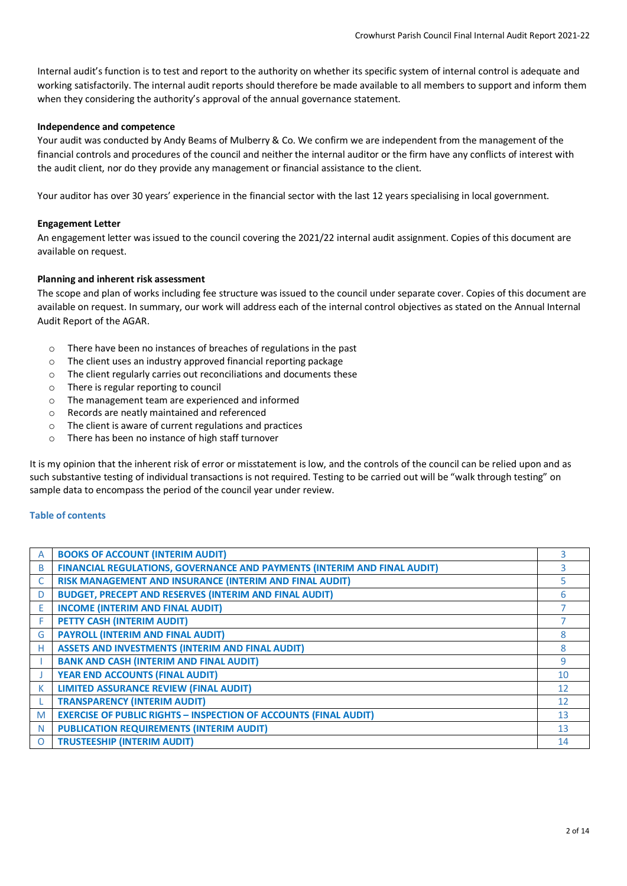Internal audit's function is to test and report to the authority on whether its specific system of internal control is adequate and working satisfactorily. The internal audit reports should therefore be made available to all members to support and inform them when they considering the authority's approval of the annual governance statement.

**Independence and competence**

Your audit was conducted by Andy Beams of Mulberry & Co. We confirm we are independent from the management of the financial controls and procedures of the council and neither the internal auditor or the firm have any conflicts of interest with the audit client, nor do they provide any management or financial assistance to the client.

Your auditor has over 30 years' experience in the financial sector with the last 12 years specialising in local government.

**Engagement Letter**

An engagement letter was issued to the council covering the 2021/22 internal audit assignment. Copies of this document are available on request.

**Planning and inherent risk assessment**

The scope and plan of works including fee structure was issued to the council under separate cover. Copies of this document are available on request. In summary, our work will address each of the internal control objectives as stated on the Annual Internal Audit Report of the AGAR.

- There have been no instances of breaches of regulations in the past
- The client uses an industry approved financial reporting package
- The client regularly carries out reconciliations and documents these
- There is regular reporting to council
- The management team are experienced and informed
- Records are neatly maintained and referenced
- The client is aware of current regulations and practices
- There has been no instance of high staff turnover

It is my opinion that the inherent risk of error or misstatement is low, and the controls of the council can be relied upon and as such substantive testing of individual transactions is not required. Testing to be carried out will be "walk through testing" on sample data to encompass the period of the council year under review.

**Table of contents**

| | | |
|---|---|---|
| A | **BOOKS OF ACCOUNT (INTERIM AUDIT)** | 3 |
| B | **FINANCIAL REGULATIONS, GOVERNANCE AND PAYMENTS (INTERIM AND FINAL AUDIT)** | 3 |
| C | **RISK MANAGEMENT AND INSURANCE (INTERIM AND FINAL AUDIT)** | 5 |
| D | **BUDGET, PRECEPT AND RESERVES (INTERIM AND FINAL AUDIT)** | 6 |
| E | **INCOME (INTERIM AND FINAL AUDIT)** | 7 |
| F | **PETTY CASH (INTERIM AUDIT)** | 7 |
| G | **PAYROLL (INTERIM AND FINAL AUDIT)** | 8 |
| H | **ASSETS AND INVESTMENTS (INTERIM AND FINAL AUDIT)** | 8 |
| I | **BANK AND CASH (INTERIM AND FINAL AUDIT)** | 9 |
| J | **YEAR END ACCOUNTS (FINAL AUDIT)** | 10 |
| K | **LIMITED ASSURANCE REVIEW (FINAL AUDIT)** | 12 |
| L | **TRANSPARENCY (INTERIM AUDIT)** | 12 |
| M | **EXERCISE OF PUBLIC RIGHTS – INSPECTION OF ACCOUNTS (FINAL AUDIT)** | 13 |
| N | **PUBLICATION REQUIREMENTS (INTERIM AUDIT)** | 13 |
| O | **TRUSTEESHIP (INTERIM AUDIT)** | 14 |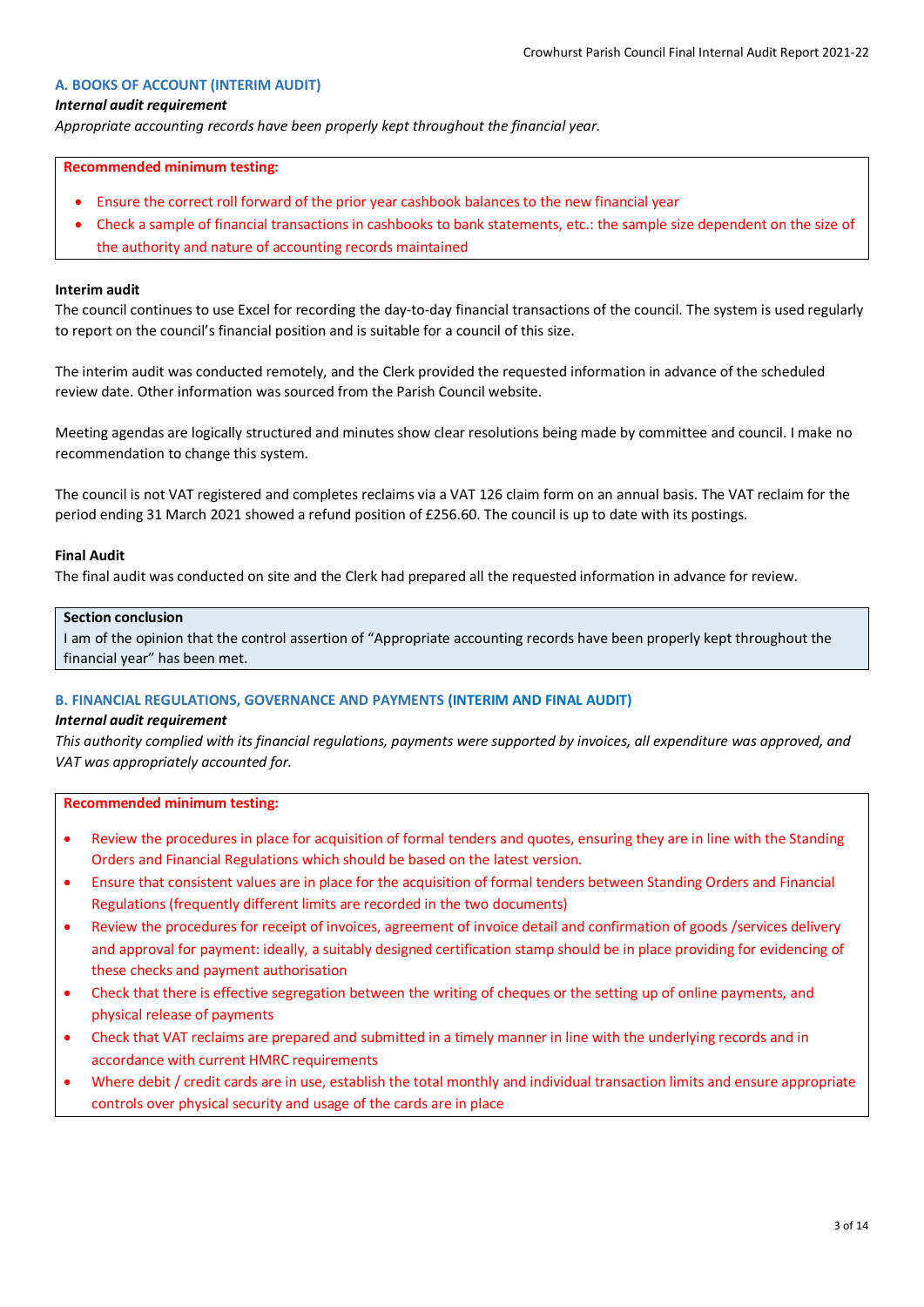## A. BOOKS OF ACCOUNT (INTERIM AUDIT)

***Internal audit requirement***

*Appropriate accounting records have been properly kept throughout the financial year.*

**Recommended minimum testing:**

- Ensure the correct roll forward of the prior year cashbook balances to the new financial year
- Check a sample of financial transactions in cashbooks to bank statements, etc.: the sample size dependent on the size of the authority and nature of accounting records maintained

**Interim audit**

The council continues to use Excel for recording the day-to-day financial transactions of the council. The system is used regularly to report on the council's financial position and is suitable for a council of this size.

The interim audit was conducted remotely, and the Clerk provided the requested information in advance of the scheduled review date. Other information was sourced from the Parish Council website.

Meeting agendas are logically structured and minutes show clear resolutions being made by committee and council. I make no recommendation to change this system.

The council is not VAT registered and completes reclaims via a VAT 126 claim form on an annual basis. The VAT reclaim for the period ending 31 March 2021 showed a refund position of £256.60. The council is up to date with its postings.

**Final Audit**

The final audit was conducted on site and the Clerk had prepared all the requested information in advance for review.

**Section conclusion**

I am of the opinion that the control assertion of "Appropriate accounting records have been properly kept throughout the financial year" has been met.

## B. FINANCIAL REGULATIONS, GOVERNANCE AND PAYMENTS (INTERIM AND FINAL AUDIT)

***Internal audit requirement***

*This authority complied with its financial regulations, payments were supported by invoices, all expenditure was approved, and VAT was appropriately accounted for.*

**Recommended minimum testing:**

- Review the procedures in place for acquisition of formal tenders and quotes, ensuring they are in line with the Standing Orders and Financial Regulations which should be based on the latest version.
- Ensure that consistent values are in place for the acquisition of formal tenders between Standing Orders and Financial Regulations (frequently different limits are recorded in the two documents)
- Review the procedures for receipt of invoices, agreement of invoice detail and confirmation of goods /services delivery and approval for payment: ideally, a suitably designed certification stamp should be in place providing for evidencing of these checks and payment authorisation
- Check that there is effective segregation between the writing of cheques or the setting up of online payments, and physical release of payments
- Check that VAT reclaims are prepared and submitted in a timely manner in line with the underlying records and in accordance with current HMRC requirements
- Where debit / credit cards are in use, establish the total monthly and individual transaction limits and ensure appropriate controls over physical security and usage of the cards are in place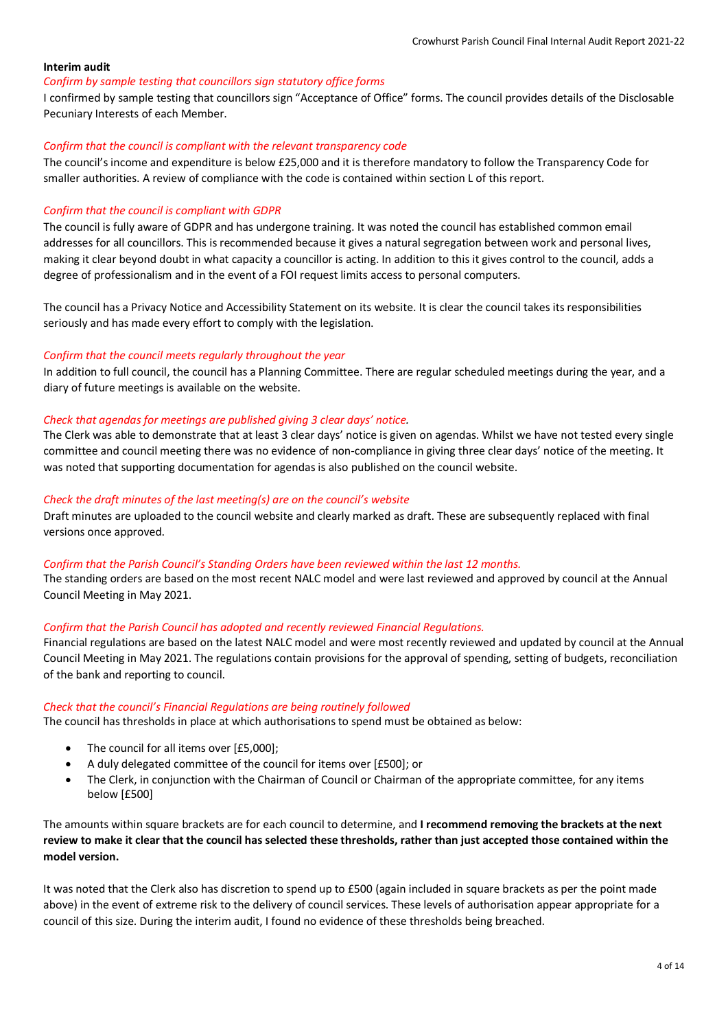**Interim audit**

*Confirm by sample testing that councillors sign statutory office forms*

I confirmed by sample testing that councillors sign "Acceptance of Office" forms. The council provides details of the Disclosable Pecuniary Interests of each Member.

*Confirm that the council is compliant with the relevant transparency code*

The council's income and expenditure is below £25,000 and it is therefore mandatory to follow the Transparency Code for smaller authorities. A review of compliance with the code is contained within section L of this report.

*Confirm that the council is compliant with GDPR*

The council is fully aware of GDPR and has undergone training. It was noted the council has established common email addresses for all councillors. This is recommended because it gives a natural segregation between work and personal lives, making it clear beyond doubt in what capacity a councillor is acting. In addition to this it gives control to the council, adds a degree of professionalism and in the event of a FOI request limits access to personal computers.

The council has a Privacy Notice and Accessibility Statement on its website. It is clear the council takes its responsibilities seriously and has made every effort to comply with the legislation.

*Confirm that the council meets regularly throughout the year*

In addition to full council, the council has a Planning Committee. There are regular scheduled meetings during the year, and a diary of future meetings is available on the website.

*Check that agendas for meetings are published giving 3 clear days' notice.*

The Clerk was able to demonstrate that at least 3 clear days' notice is given on agendas. Whilst we have not tested every single committee and council meeting there was no evidence of non-compliance in giving three clear days' notice of the meeting. It was noted that supporting documentation for agendas is also published on the council website.

*Check the draft minutes of the last meeting(s) are on the council's website*

Draft minutes are uploaded to the council website and clearly marked as draft. These are subsequently replaced with final versions once approved.

*Confirm that the Parish Council's Standing Orders have been reviewed within the last 12 months.*

The standing orders are based on the most recent NALC model and were last reviewed and approved by council at the Annual Council Meeting in May 2021.

*Confirm that the Parish Council has adopted and recently reviewed Financial Regulations.*

Financial regulations are based on the latest NALC model and were most recently reviewed and updated by council at the Annual Council Meeting in May 2021. The regulations contain provisions for the approval of spending, setting of budgets, reconciliation of the bank and reporting to council.

*Check that the council's Financial Regulations are being routinely followed*

The council has thresholds in place at which authorisations to spend must be obtained as below:

- The council for all items over [£5,000];
- A duly delegated committee of the council for items over [£500]; or
- The Clerk, in conjunction with the Chairman of Council or Chairman of the appropriate committee, for any items below [£500]

The amounts within square brackets are for each council to determine, and **I recommend removing the brackets at the next review to make it clear that the council has selected these thresholds, rather than just accepted those contained within the model version.**

It was noted that the Clerk also has discretion to spend up to £500 (again included in square brackets as per the point made above) in the event of extreme risk to the delivery of council services. These levels of authorisation appear appropriate for a council of this size. During the interim audit, I found no evidence of these thresholds being breached.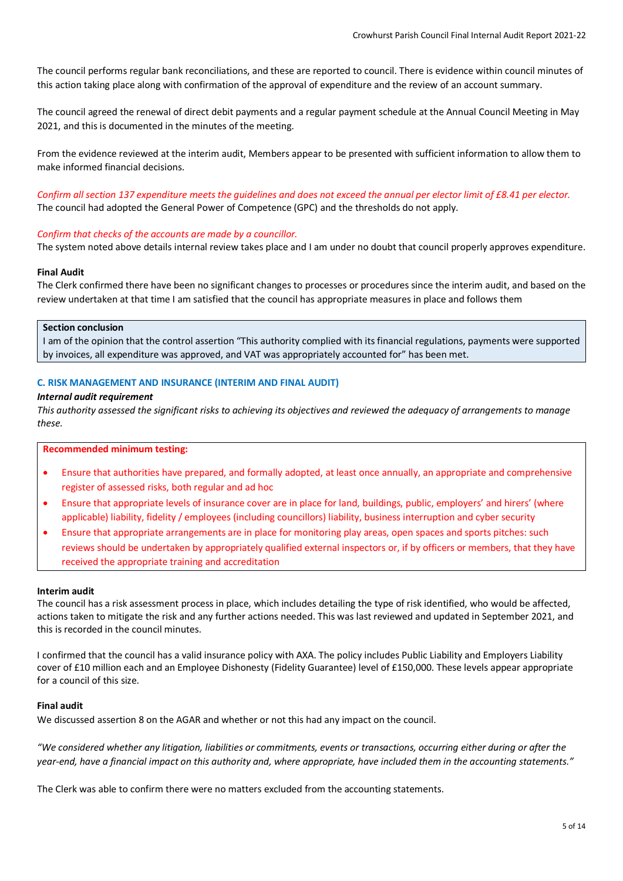The council performs regular bank reconciliations, and these are reported to council. There is evidence within council minutes of this action taking place along with confirmation of the approval of expenditure and the review of an account summary.

The council agreed the renewal of direct debit payments and a regular payment schedule at the Annual Council Meeting in May 2021, and this is documented in the minutes of the meeting.

From the evidence reviewed at the interim audit, Members appear to be presented with sufficient information to allow them to make informed financial decisions.

*Confirm all section 137 expenditure meets the guidelines and does not exceed the annual per elector limit of £8.41 per elector.*
The council had adopted the General Power of Competence (GPC) and the thresholds do not apply.

*Confirm that checks of the accounts are made by a councillor.*
The system noted above details internal review takes place and I am under no doubt that council properly approves expenditure.

**Final Audit**
The Clerk confirmed there have been no significant changes to processes or procedures since the interim audit, and based on the review undertaken at that time I am satisfied that the council has appropriate measures in place and follows them

**Section conclusion**
I am of the opinion that the control assertion "This authority complied with its financial regulations, payments were supported by invoices, all expenditure was approved, and VAT was appropriately accounted for" has been met.

## C. RISK MANAGEMENT AND INSURANCE (INTERIM AND FINAL AUDIT)

***Internal audit requirement***
*This authority assessed the significant risks to achieving its objectives and reviewed the adequacy of arrangements to manage these.*

**Recommended minimum testing:**

- Ensure that authorities have prepared, and formally adopted, at least once annually, an appropriate and comprehensive register of assessed risks, both regular and ad hoc
- Ensure that appropriate levels of insurance cover are in place for land, buildings, public, employers' and hirers' (where applicable) liability, fidelity / employees (including councillors) liability, business interruption and cyber security
- Ensure that appropriate arrangements are in place for monitoring play areas, open spaces and sports pitches: such reviews should be undertaken by appropriately qualified external inspectors or, if by officers or members, that they have received the appropriate training and accreditation

**Interim audit**
The council has a risk assessment process in place, which includes detailing the type of risk identified, who would be affected, actions taken to mitigate the risk and any further actions needed. This was last reviewed and updated in September 2021, and this is recorded in the council minutes.

I confirmed that the council has a valid insurance policy with AXA. The policy includes Public Liability and Employers Liability cover of £10 million each and an Employee Dishonesty (Fidelity Guarantee) level of £150,000. These levels appear appropriate for a council of this size.

**Final audit**
We discussed assertion 8 on the AGAR and whether or not this had any impact on the council.

*"We considered whether any litigation, liabilities or commitments, events or transactions, occurring either during or after the year-end, have a financial impact on this authority and, where appropriate, have included them in the accounting statements."*

The Clerk was able to confirm there were no matters excluded from the accounting statements.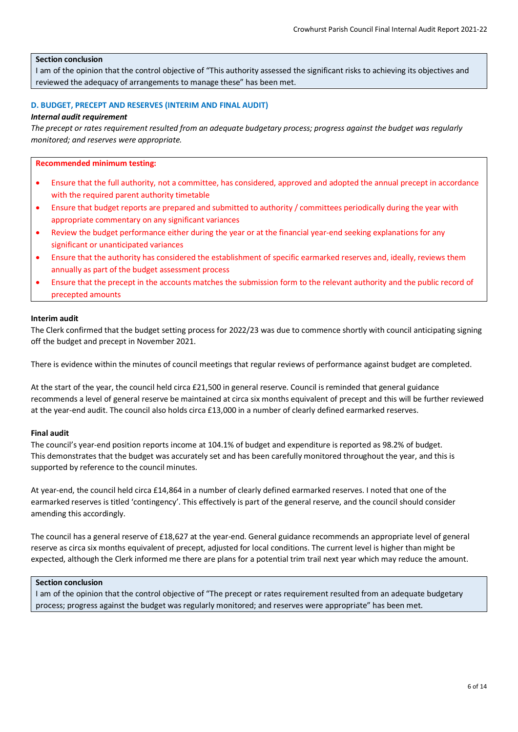**Section conclusion**

I am of the opinion that the control objective of "This authority assessed the significant risks to achieving its objectives and reviewed the adequacy of arrangements to manage these" has been met.

### D. BUDGET, PRECEPT AND RESERVES (INTERIM AND FINAL AUDIT)

***Internal audit requirement***

*The precept or rates requirement resulted from an adequate budgetary process; progress against the budget was regularly monitored; and reserves were appropriate.*

**Recommended minimum testing:**

- Ensure that the full authority, not a committee, has considered, approved and adopted the annual precept in accordance with the required parent authority timetable
- Ensure that budget reports are prepared and submitted to authority / committees periodically during the year with appropriate commentary on any significant variances
- Review the budget performance either during the year or at the financial year-end seeking explanations for any significant or unanticipated variances
- Ensure that the authority has considered the establishment of specific earmarked reserves and, ideally, reviews them annually as part of the budget assessment process
- Ensure that the precept in the accounts matches the submission form to the relevant authority and the public record of precepted amounts

**Interim audit**

The Clerk confirmed that the budget setting process for 2022/23 was due to commence shortly with council anticipating signing off the budget and precept in November 2021.

There is evidence within the minutes of council meetings that regular reviews of performance against budget are completed.

At the start of the year, the council held circa £21,500 in general reserve. Council is reminded that general guidance recommends a level of general reserve be maintained at circa six months equivalent of precept and this will be further reviewed at the year-end audit. The council also holds circa £13,000 in a number of clearly defined earmarked reserves.

**Final audit**

The council's year-end position reports income at 104.1% of budget and expenditure is reported as 98.2% of budget. This demonstrates that the budget was accurately set and has been carefully monitored throughout the year, and this is supported by reference to the council minutes.

At year-end, the council held circa £14,864 in a number of clearly defined earmarked reserves. I noted that one of the earmarked reserves is titled 'contingency'. This effectively is part of the general reserve, and the council should consider amending this accordingly.

The council has a general reserve of £18,627 at the year-end. General guidance recommends an appropriate level of general reserve as circa six months equivalent of precept, adjusted for local conditions. The current level is higher than might be expected, although the Clerk informed me there are plans for a potential trim trail next year which may reduce the amount.

**Section conclusion**

I am of the opinion that the control objective of "The precept or rates requirement resulted from an adequate budgetary process; progress against the budget was regularly monitored; and reserves were appropriate" has been met.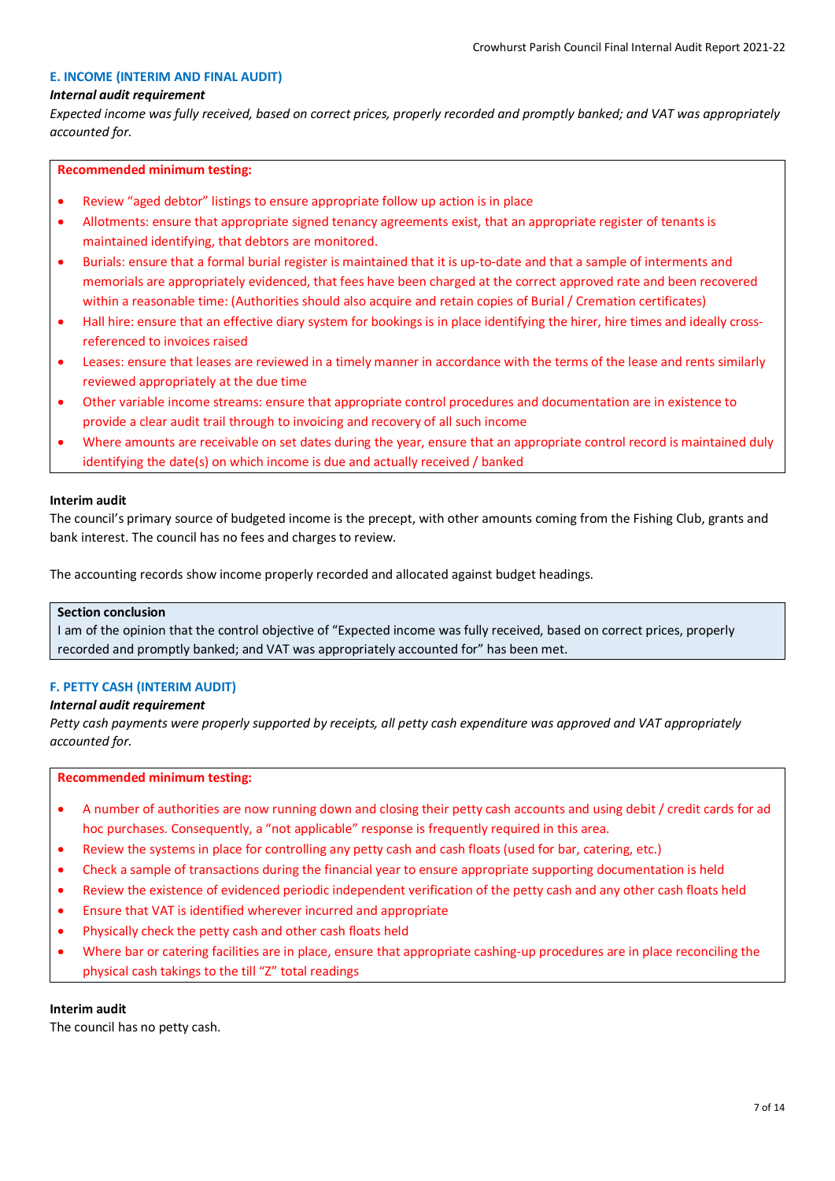## E. INCOME (INTERIM AND FINAL AUDIT)

***Internal audit requirement***

*Expected income was fully received, based on correct prices, properly recorded and promptly banked; and VAT was appropriately accounted for.*

**Recommended minimum testing:**

- Review "aged debtor" listings to ensure appropriate follow up action is in place
- Allotments: ensure that appropriate signed tenancy agreements exist, that an appropriate register of tenants is maintained identifying, that debtors are monitored.
- Burials: ensure that a formal burial register is maintained that it is up-to-date and that a sample of interments and memorials are appropriately evidenced, that fees have been charged at the correct approved rate and been recovered within a reasonable time: (Authorities should also acquire and retain copies of Burial / Cremation certificates)
- Hall hire: ensure that an effective diary system for bookings is in place identifying the hirer, hire times and ideally cross-referenced to invoices raised
- Leases: ensure that leases are reviewed in a timely manner in accordance with the terms of the lease and rents similarly reviewed appropriately at the due time
- Other variable income streams: ensure that appropriate control procedures and documentation are in existence to provide a clear audit trail through to invoicing and recovery of all such income
- Where amounts are receivable on set dates during the year, ensure that an appropriate control record is maintained duly identifying the date(s) on which income is due and actually received / banked

**Interim audit**

The council's primary source of budgeted income is the precept, with other amounts coming from the Fishing Club, grants and bank interest. The council has no fees and charges to review.

The accounting records show income properly recorded and allocated against budget headings.

**Section conclusion**

I am of the opinion that the control objective of "Expected income was fully received, based on correct prices, properly recorded and promptly banked; and VAT was appropriately accounted for" has been met.

## F. PETTY CASH (INTERIM AUDIT)

***Internal audit requirement***

*Petty cash payments were properly supported by receipts, all petty cash expenditure was approved and VAT appropriately accounted for.*

**Recommended minimum testing:**

- A number of authorities are now running down and closing their petty cash accounts and using debit / credit cards for ad hoc purchases. Consequently, a "not applicable" response is frequently required in this area.
- Review the systems in place for controlling any petty cash and cash floats (used for bar, catering, etc.)
- Check a sample of transactions during the financial year to ensure appropriate supporting documentation is held
- Review the existence of evidenced periodic independent verification of the petty cash and any other cash floats held
- Ensure that VAT is identified wherever incurred and appropriate
- Physically check the petty cash and other cash floats held
- Where bar or catering facilities are in place, ensure that appropriate cashing-up procedures are in place reconciling the physical cash takings to the till "Z" total readings

**Interim audit**

The council has no petty cash.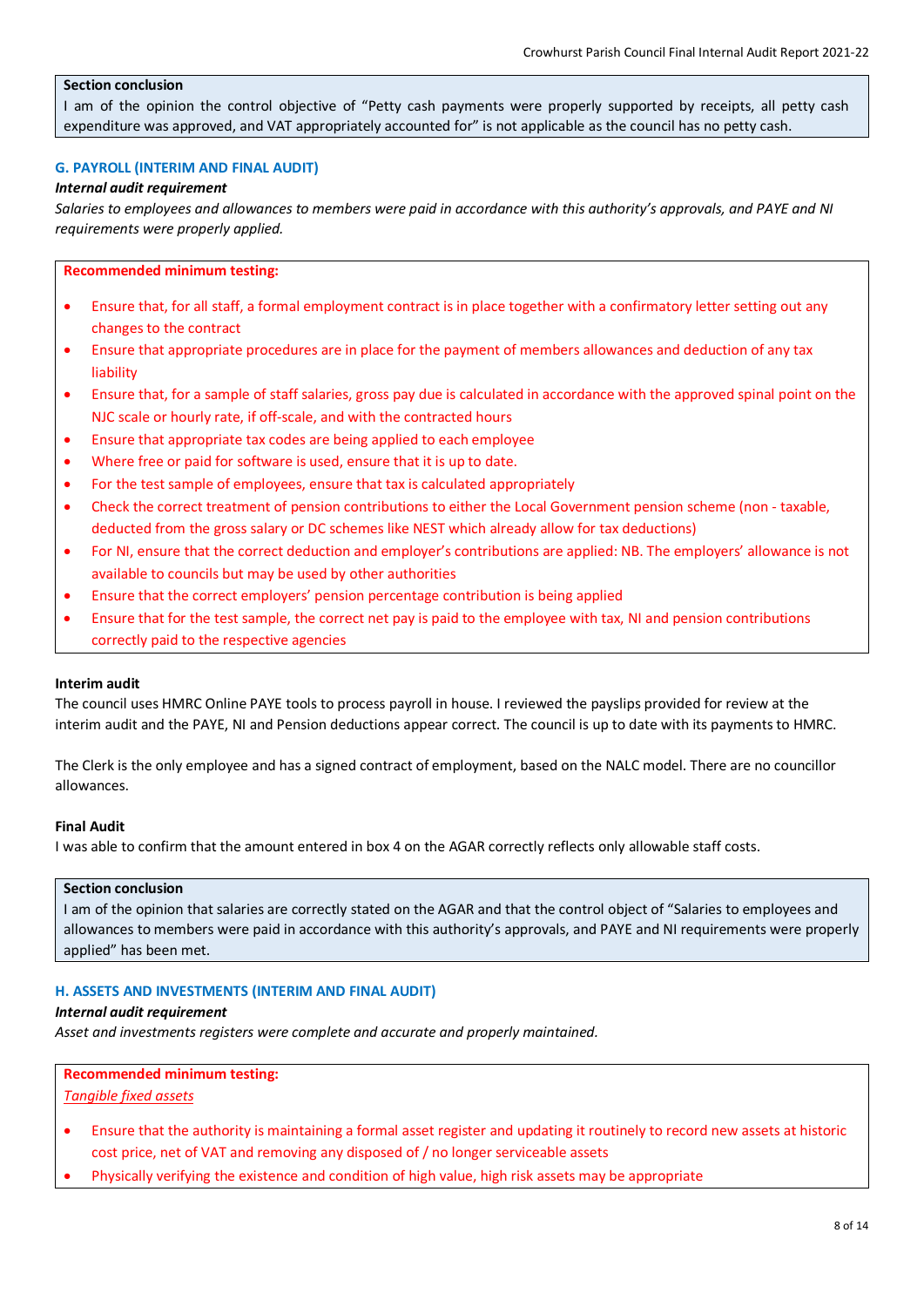**Section conclusion**

I am of the opinion the control objective of "Petty cash payments were properly supported by receipts, all petty cash expenditure was approved, and VAT appropriately accounted for" is not applicable as the council has no petty cash.

### G. PAYROLL (INTERIM AND FINAL AUDIT)

***Internal audit requirement***

*Salaries to employees and allowances to members were paid in accordance with this authority's approvals, and PAYE and NI requirements were properly applied.*

**Recommended minimum testing:**

- Ensure that, for all staff, a formal employment contract is in place together with a confirmatory letter setting out any changes to the contract
- Ensure that appropriate procedures are in place for the payment of members allowances and deduction of any tax liability
- Ensure that, for a sample of staff salaries, gross pay due is calculated in accordance with the approved spinal point on the NJC scale or hourly rate, if off-scale, and with the contracted hours
- Ensure that appropriate tax codes are being applied to each employee
- Where free or paid for software is used, ensure that it is up to date.
- For the test sample of employees, ensure that tax is calculated appropriately
- Check the correct treatment of pension contributions to either the Local Government pension scheme (non - taxable, deducted from the gross salary or DC schemes like NEST which already allow for tax deductions)
- For NI, ensure that the correct deduction and employer's contributions are applied: NB. The employers' allowance is not available to councils but may be used by other authorities
- Ensure that the correct employers' pension percentage contribution is being applied
- Ensure that for the test sample, the correct net pay is paid to the employee with tax, NI and pension contributions correctly paid to the respective agencies

**Interim audit**

The council uses HMRC Online PAYE tools to process payroll in house. I reviewed the payslips provided for review at the interim audit and the PAYE, NI and Pension deductions appear correct. The council is up to date with its payments to HMRC.

The Clerk is the only employee and has a signed contract of employment, based on the NALC model. There are no councillor allowances.

**Final Audit**

I was able to confirm that the amount entered in box 4 on the AGAR correctly reflects only allowable staff costs.

**Section conclusion**

I am of the opinion that salaries are correctly stated on the AGAR and that the control object of "Salaries to employees and allowances to members were paid in accordance with this authority's approvals, and PAYE and NI requirements were properly applied" has been met.

### H. ASSETS AND INVESTMENTS (INTERIM AND FINAL AUDIT)

***Internal audit requirement***

*Asset and investments registers were complete and accurate and properly maintained.*

**Recommended minimum testing:**

*Tangible fixed assets*

- Ensure that the authority is maintaining a formal asset register and updating it routinely to record new assets at historic cost price, net of VAT and removing any disposed of / no longer serviceable assets
- Physically verifying the existence and condition of high value, high risk assets may be appropriate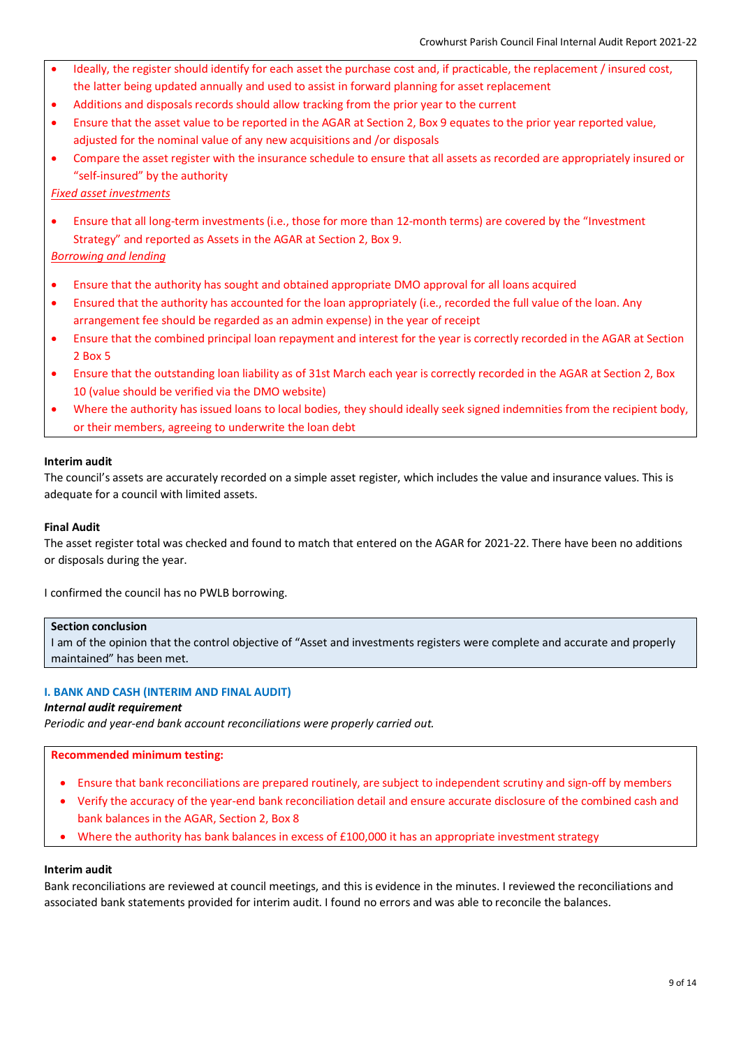- Ideally, the register should identify for each asset the purchase cost and, if practicable, the replacement / insured cost, the latter being updated annually and used to assist in forward planning for asset replacement
- Additions and disposals records should allow tracking from the prior year to the current
- Ensure that the asset value to be reported in the AGAR at Section 2, Box 9 equates to the prior year reported value, adjusted for the nominal value of any new acquisitions and /or disposals
- Compare the asset register with the insurance schedule to ensure that all assets as recorded are appropriately insured or "self-insured" by the authority

*Fixed asset investments*

- Ensure that all long-term investments (i.e., those for more than 12-month terms) are covered by the "Investment Strategy" and reported as Assets in the AGAR at Section 2, Box 9.

*Borrowing and lending*

- Ensure that the authority has sought and obtained appropriate DMO approval for all loans acquired
- Ensured that the authority has accounted for the loan appropriately (i.e., recorded the full value of the loan. Any arrangement fee should be regarded as an admin expense) in the year of receipt
- Ensure that the combined principal loan repayment and interest for the year is correctly recorded in the AGAR at Section 2 Box 5
- Ensure that the outstanding loan liability as of 31st March each year is correctly recorded in the AGAR at Section 2, Box 10 (value should be verified via the DMO website)
- Where the authority has issued loans to local bodies, they should ideally seek signed indemnities from the recipient body, or their members, agreeing to underwrite the loan debt

**Interim audit**

The council's assets are accurately recorded on a simple asset register, which includes the value and insurance values. This is adequate for a council with limited assets.

**Final Audit**

The asset register total was checked and found to match that entered on the AGAR for 2021-22. There have been no additions or disposals during the year.

I confirmed the council has no PWLB borrowing.

**Section conclusion**

I am of the opinion that the control objective of "Asset and investments registers were complete and accurate and properly maintained" has been met.

### I. BANK AND CASH (INTERIM AND FINAL AUDIT)

***Internal audit requirement***

*Periodic and year-end bank account reconciliations were properly carried out.*

**Recommended minimum testing:**

- Ensure that bank reconciliations are prepared routinely, are subject to independent scrutiny and sign-off by members
- Verify the accuracy of the year-end bank reconciliation detail and ensure accurate disclosure of the combined cash and bank balances in the AGAR, Section 2, Box 8
- Where the authority has bank balances in excess of £100,000 it has an appropriate investment strategy

**Interim audit**

Bank reconciliations are reviewed at council meetings, and this is evidence in the minutes. I reviewed the reconciliations and associated bank statements provided for interim audit. I found no errors and was able to reconcile the balances.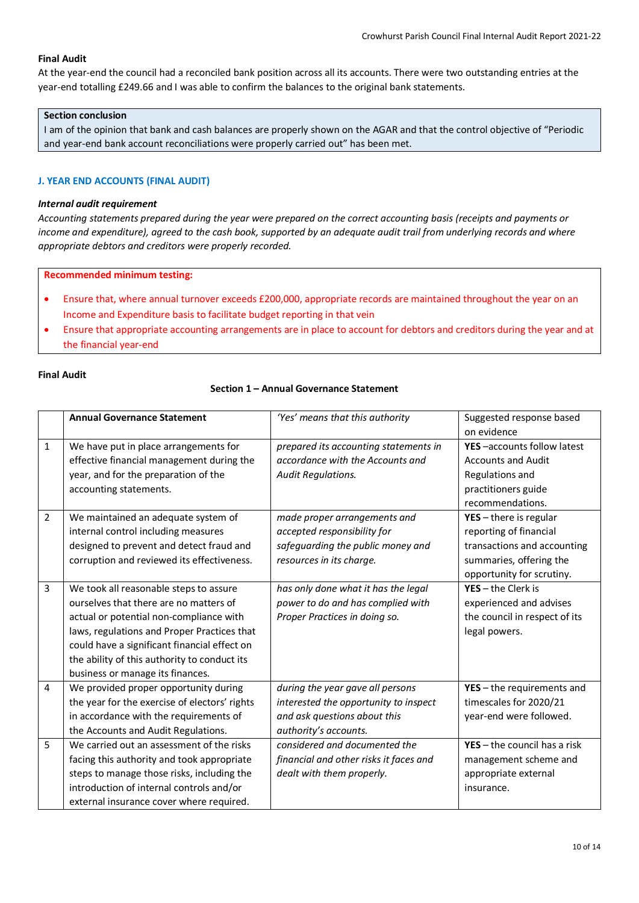**Final Audit**

At the year-end the council had a reconciled bank position across all its accounts. There were two outstanding entries at the year-end totalling £249.66 and I was able to confirm the balances to the original bank statements.

> **Section conclusion**
> I am of the opinion that bank and cash balances are properly shown on the AGAR and that the control objective of "Periodic and year-end bank account reconciliations were properly carried out" has been met.

### J. YEAR END ACCOUNTS (FINAL AUDIT)

***Internal audit requirement***

*Accounting statements prepared during the year were prepared on the correct accounting basis (receipts and payments or income and expenditure), agreed to the cash book, supported by an adequate audit trail from underlying records and where appropriate debtors and creditors were properly recorded.*

> **Recommended minimum testing:**
> - Ensure that, where annual turnover exceeds £200,000, appropriate records are maintained throughout the year on an Income and Expenditure basis to facilitate budget reporting in that vein
> - Ensure that appropriate accounting arrangements are in place to account for debtors and creditors during the year and at the financial year-end

**Final Audit**

**Section 1 – Annual Governance Statement**

| | **Annual Governance Statement** | *'Yes' means that this authority* | Suggested response based on evidence |
|---|---|---|---|
| 1 | We have put in place arrangements for effective financial management during the year, and for the preparation of the accounting statements. | *prepared its accounting statements in accordance with the Accounts and Audit Regulations.* | **YES** –accounts follow latest Accounts and Audit Regulations and practitioners guide recommendations. |
| 2 | We maintained an adequate system of internal control including measures designed to prevent and detect fraud and corruption and reviewed its effectiveness. | *made proper arrangements and accepted responsibility for safeguarding the public money and resources in its charge.* | **YES** – there is regular reporting of financial transactions and accounting summaries, offering the opportunity for scrutiny. |
| 3 | We took all reasonable steps to assure ourselves that there are no matters of actual or potential non-compliance with laws, regulations and Proper Practices that could have a significant financial effect on the ability of this authority to conduct its business or manage its finances. | *has only done what it has the legal power to do and has complied with Proper Practices in doing so.* | **YES** – the Clerk is experienced and advises the council in respect of its legal powers. |
| 4 | We provided proper opportunity during the year for the exercise of electors' rights in accordance with the requirements of the Accounts and Audit Regulations. | *during the year gave all persons interested the opportunity to inspect and ask questions about this authority's accounts.* | **YES** – the requirements and timescales for 2020/21 year-end were followed. |
| 5 | We carried out an assessment of the risks facing this authority and took appropriate steps to manage those risks, including the introduction of internal controls and/or external insurance cover where required. | *considered and documented the financial and other risks it faces and dealt with them properly.* | **YES** – the council has a risk management scheme and appropriate external insurance. |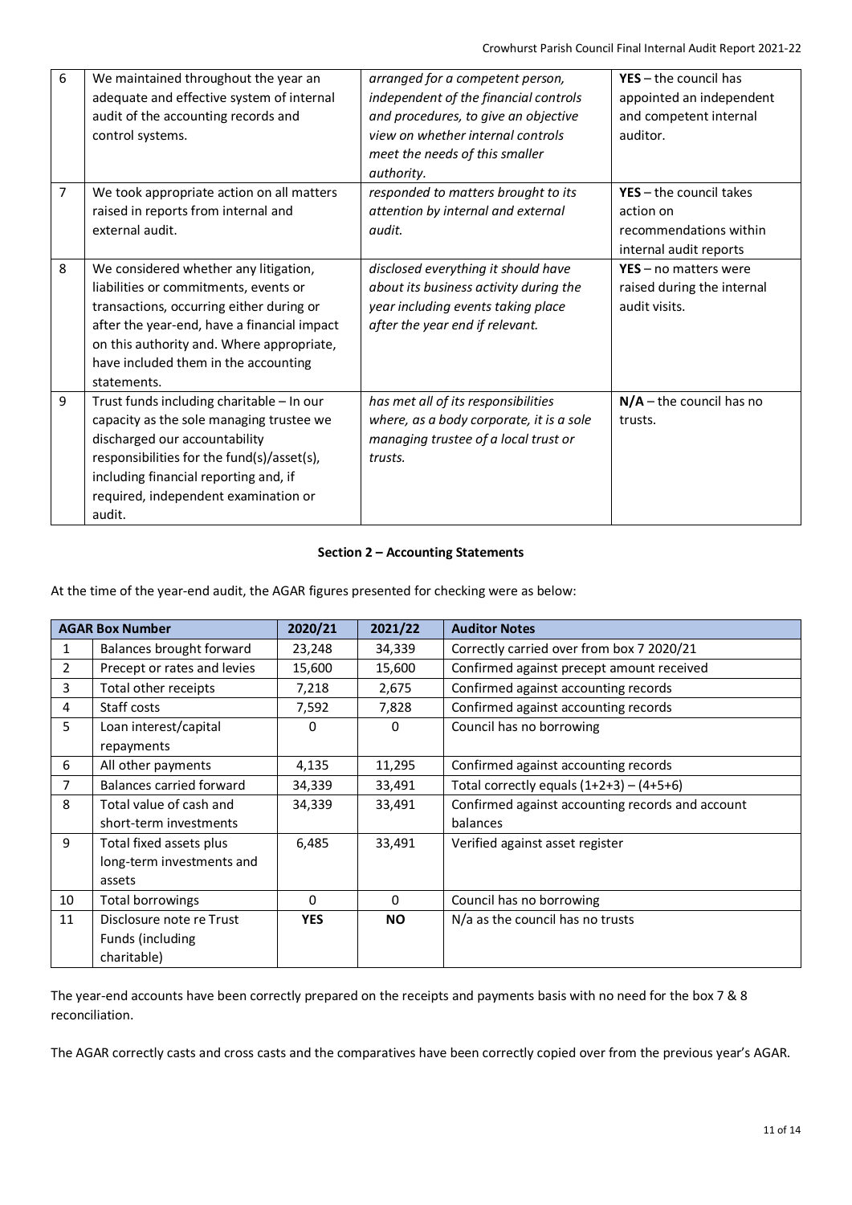| 6 | We maintained throughout the year an adequate and effective system of internal audit of the accounting records and control systems. | *arranged for a competent person, independent of the financial controls and procedures, to give an objective view on whether internal controls meet the needs of this smaller authority.* | **YES** – the council has appointed an independent and competent internal auditor. |
|---|---|---|---|
| 7 | We took appropriate action on all matters raised in reports from internal and external audit. | *responded to matters brought to its attention by internal and external audit.* | **YES** – the council takes action on recommendations within internal audit reports |
| 8 | We considered whether any litigation, liabilities or commitments, events or transactions, occurring either during or after the year-end, have a financial impact on this authority and. Where appropriate, have included them in the accounting statements. | *disclosed everything it should have about its business activity during the year including events taking place after the year end if relevant.* | **YES** – no matters were raised during the internal audit visits. |
| 9 | Trust funds including charitable – In our capacity as the sole managing trustee we discharged our accountability responsibilities for the fund(s)/asset(s), including financial reporting and, if required, independent examination or audit. | *has met all of its responsibilities where, as a body corporate, it is a sole managing trustee of a local trust or trusts.* | **N/A** – the council has no trusts. |

**Section 2 – Accounting Statements**

At the time of the year-end audit, the AGAR figures presented for checking were as below:

| AGAR Box Number | | 2020/21 | 2021/22 | Auditor Notes |
|---|---|---|---|---|
| 1 | Balances brought forward | 23,248 | 34,339 | Correctly carried over from box 7 2020/21 |
| 2 | Precept or rates and levies | 15,600 | 15,600 | Confirmed against precept amount received |
| 3 | Total other receipts | 7,218 | 2,675 | Confirmed against accounting records |
| 4 | Staff costs | 7,592 | 7,828 | Confirmed against accounting records |
| 5 | Loan interest/capital repayments | 0 | 0 | Council has no borrowing |
| 6 | All other payments | 4,135 | 11,295 | Confirmed against accounting records |
| 7 | Balances carried forward | 34,339 | 33,491 | Total correctly equals (1+2+3) – (4+5+6) |
| 8 | Total value of cash and short-term investments | 34,339 | 33,491 | Confirmed against accounting records and account balances |
| 9 | Total fixed assets plus long-term investments and assets | 6,485 | 33,491 | Verified against asset register |
| 10 | Total borrowings | 0 | 0 | Council has no borrowing |
| 11 | Disclosure note re Trust Funds (including charitable) | **YES** | **NO** | N/a as the council has no trusts |

The year-end accounts have been correctly prepared on the receipts and payments basis with no need for the box 7 & 8 reconciliation.

The AGAR correctly casts and cross casts and the comparatives have been correctly copied over from the previous year's AGAR.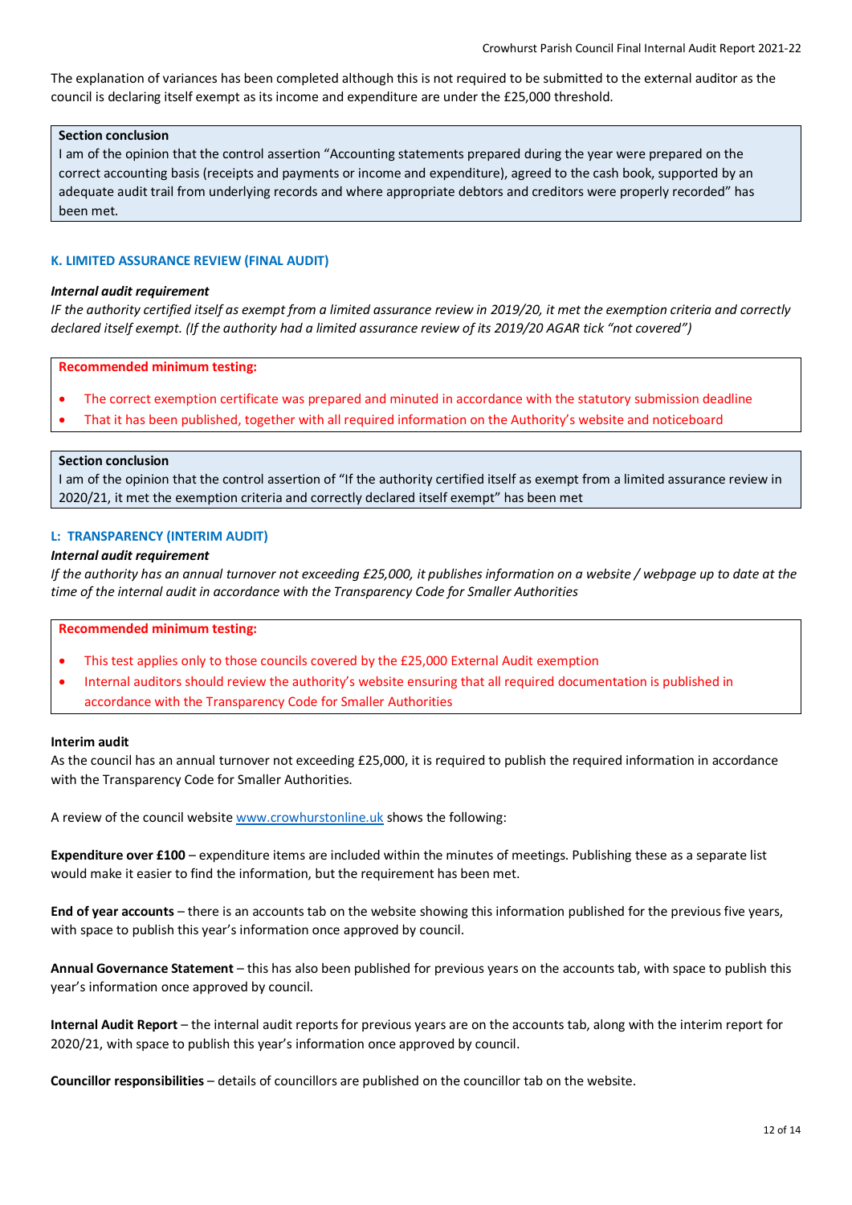The explanation of variances has been completed although this is not required to be submitted to the external auditor as the council is declaring itself exempt as its income and expenditure are under the £25,000 threshold.

**Section conclusion**
I am of the opinion that the control assertion "Accounting statements prepared during the year were prepared on the correct accounting basis (receipts and payments or income and expenditure), agreed to the cash book, supported by an adequate audit trail from underlying records and where appropriate debtors and creditors were properly recorded" has been met.

### K. LIMITED ASSURANCE REVIEW (FINAL AUDIT)

***Internal audit requirement***

*IF the authority certified itself as exempt from a limited assurance review in 2019/20, it met the exemption criteria and correctly declared itself exempt. (If the authority had a limited assurance review of its 2019/20 AGAR tick "not covered")*

**Recommended minimum testing:**

- The correct exemption certificate was prepared and minuted in accordance with the statutory submission deadline
- That it has been published, together with all required information on the Authority's website and noticeboard

**Section conclusion**
I am of the opinion that the control assertion of "If the authority certified itself as exempt from a limited assurance review in 2020/21, it met the exemption criteria and correctly declared itself exempt" has been met

### L: TRANSPARENCY (INTERIM AUDIT)

***Internal audit requirement***

*If the authority has an annual turnover not exceeding £25,000, it publishes information on a website / webpage up to date at the time of the internal audit in accordance with the Transparency Code for Smaller Authorities*

**Recommended minimum testing:**

- This test applies only to those councils covered by the £25,000 External Audit exemption
- Internal auditors should review the authority's website ensuring that all required documentation is published in accordance with the Transparency Code for Smaller Authorities

**Interim audit**

As the council has an annual turnover not exceeding £25,000, it is required to publish the required information in accordance with the Transparency Code for Smaller Authorities.

A review of the council website www.crowhurstonline.uk shows the following:

**Expenditure over £100** – expenditure items are included within the minutes of meetings. Publishing these as a separate list would make it easier to find the information, but the requirement has been met.

**End of year accounts** – there is an accounts tab on the website showing this information published for the previous five years, with space to publish this year's information once approved by council.

**Annual Governance Statement** – this has also been published for previous years on the accounts tab, with space to publish this year's information once approved by council.

**Internal Audit Report** – the internal audit reports for previous years are on the accounts tab, along with the interim report for 2020/21, with space to publish this year's information once approved by council.

**Councillor responsibilities** – details of councillors are published on the councillor tab on the website.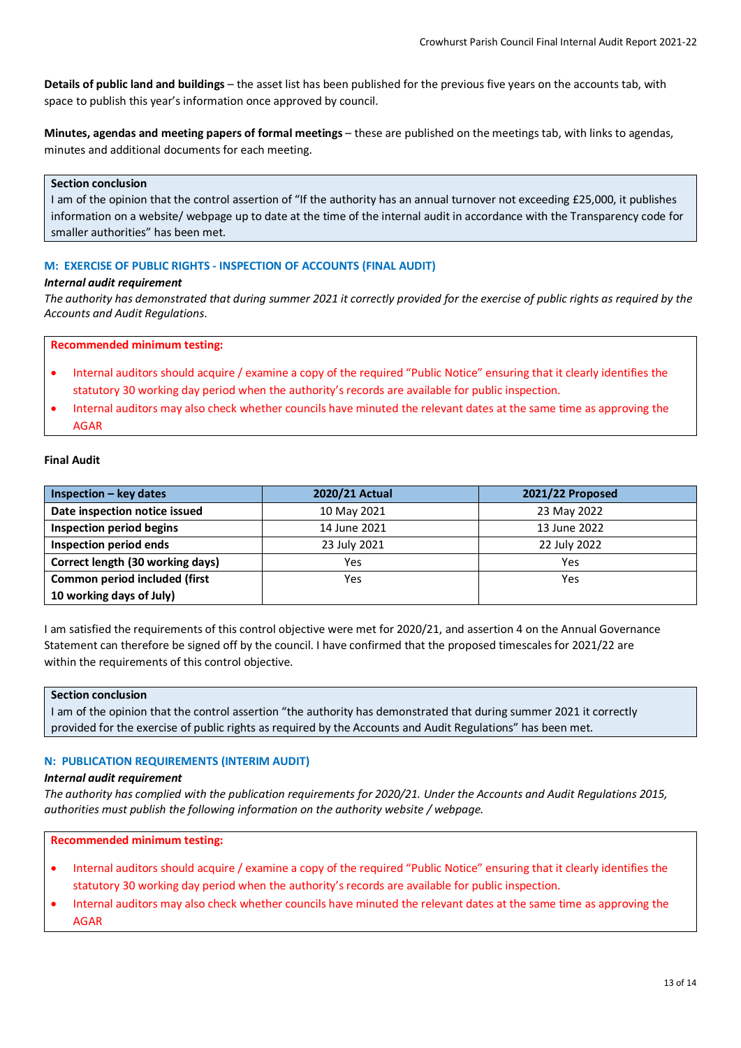**Details of public land and buildings** – the asset list has been published for the previous five years on the accounts tab, with space to publish this year's information once approved by council.

**Minutes, agendas and meeting papers of formal meetings** – these are published on the meetings tab, with links to agendas, minutes and additional documents for each meeting.

> **Section conclusion**
> I am of the opinion that the control assertion of "If the authority has an annual turnover not exceeding £25,000, it publishes information on a website/ webpage up to date at the time of the internal audit in accordance with the Transparency code for smaller authorities" has been met.

### M: EXERCISE OF PUBLIC RIGHTS - INSPECTION OF ACCOUNTS (FINAL AUDIT)

***Internal audit requirement***

*The authority has demonstrated that during summer 2021 it correctly provided for the exercise of public rights as required by the Accounts and Audit Regulations.*

> **Recommended minimum testing:**
>
> - Internal auditors should acquire / examine a copy of the required "Public Notice" ensuring that it clearly identifies the statutory 30 working day period when the authority's records are available for public inspection.
> - Internal auditors may also check whether councils have minuted the relevant dates at the same time as approving the AGAR

**Final Audit**

| Inspection – key dates | 2020/21 Actual | 2021/22 Proposed |
|---|---|---|
| **Date inspection notice issued** | 10 May 2021 | 23 May 2022 |
| **Inspection period begins** | 14 June 2021 | 13 June 2022 |
| **Inspection period ends** | 23 July 2021 | 22 July 2022 |
| **Correct length (30 working days)** | Yes | Yes |
| **Common period included (first 10 working days of July)** | Yes | Yes |

I am satisfied the requirements of this control objective were met for 2020/21, and assertion 4 on the Annual Governance Statement can therefore be signed off by the council. I have confirmed that the proposed timescales for 2021/22 are within the requirements of this control objective.

> **Section conclusion**
> I am of the opinion that the control assertion "the authority has demonstrated that during summer 2021 it correctly provided for the exercise of public rights as required by the Accounts and Audit Regulations" has been met.

### N: PUBLICATION REQUIREMENTS (INTERIM AUDIT)

***Internal audit requirement***

*The authority has complied with the publication requirements for 2020/21. Under the Accounts and Audit Regulations 2015, authorities must publish the following information on the authority website / webpage.*

> **Recommended minimum testing:**
>
> - Internal auditors should acquire / examine a copy of the required "Public Notice" ensuring that it clearly identifies the statutory 30 working day period when the authority's records are available for public inspection.
> - Internal auditors may also check whether councils have minuted the relevant dates at the same time as approving the AGAR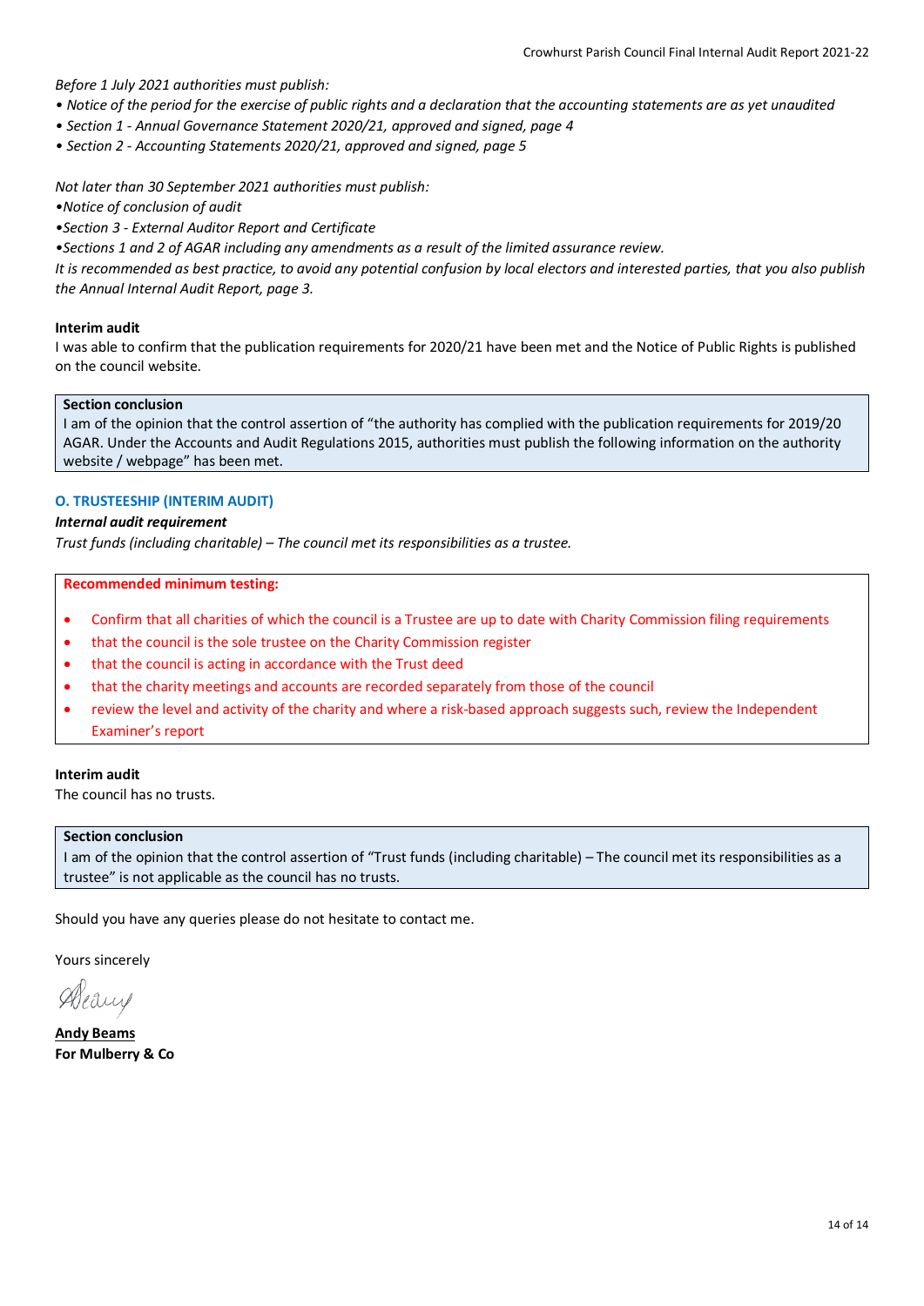*Before 1 July 2021 authorities must publish:*
*• Notice of the period for the exercise of public rights and a declaration that the accounting statements are as yet unaudited*
*• Section 1 - Annual Governance Statement 2020/21, approved and signed, page 4*
*• Section 2 - Accounting Statements 2020/21, approved and signed, page 5*

*Not later than 30 September 2021 authorities must publish:*
*•Notice of conclusion of audit*
*•Section 3 - External Auditor Report and Certificate*
*•Sections 1 and 2 of AGAR including any amendments as a result of the limited assurance review.*
*It is recommended as best practice, to avoid any potential confusion by local electors and interested parties, that you also publish the Annual Internal Audit Report, page 3.*

**Interim audit**
I was able to confirm that the publication requirements for 2020/21 have been met and the Notice of Public Rights is published on the council website.

**Section conclusion**
I am of the opinion that the control assertion of "the authority has complied with the publication requirements for 2019/20 AGAR. Under the Accounts and Audit Regulations 2015, authorities must publish the following information on the authority website / webpage" has been met.

## O. TRUSTEESHIP (INTERIM AUDIT)

***Internal audit requirement***
*Trust funds (including charitable) – The council met its responsibilities as a trustee.*

**Recommended minimum testing:**

- Confirm that all charities of which the council is a Trustee are up to date with Charity Commission filing requirements
- that the council is the sole trustee on the Charity Commission register
- that the council is acting in accordance with the Trust deed
- that the charity meetings and accounts are recorded separately from those of the council
- review the level and activity of the charity and where a risk-based approach suggests such, review the Independent Examiner's report

**Interim audit**
The council has no trusts.

**Section conclusion**
I am of the opinion that the control assertion of "Trust funds (including charitable) – The council met its responsibilities as a trustee" is not applicable as the council has no trusts.

Should you have any queries please do not hesitate to contact me.

Yours sincerely

**Andy Beams**
**For Mulberry & Co**